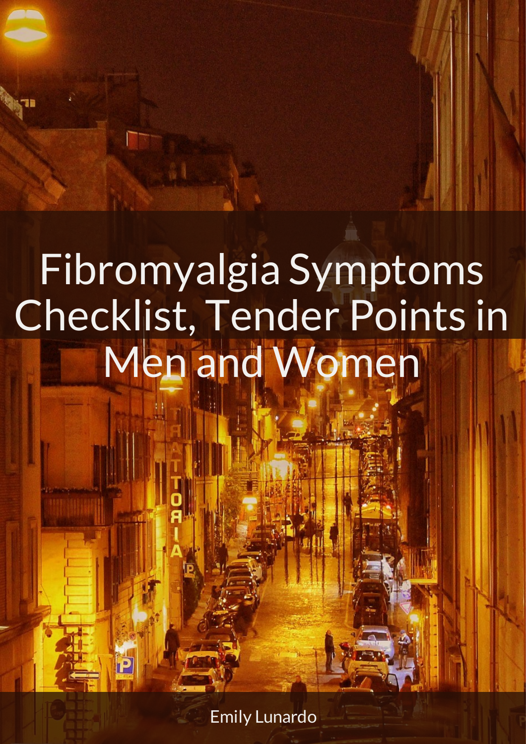# Fibromyalgia Symptoms Checklist, Tender Points in Men and Women

Emily Lunardo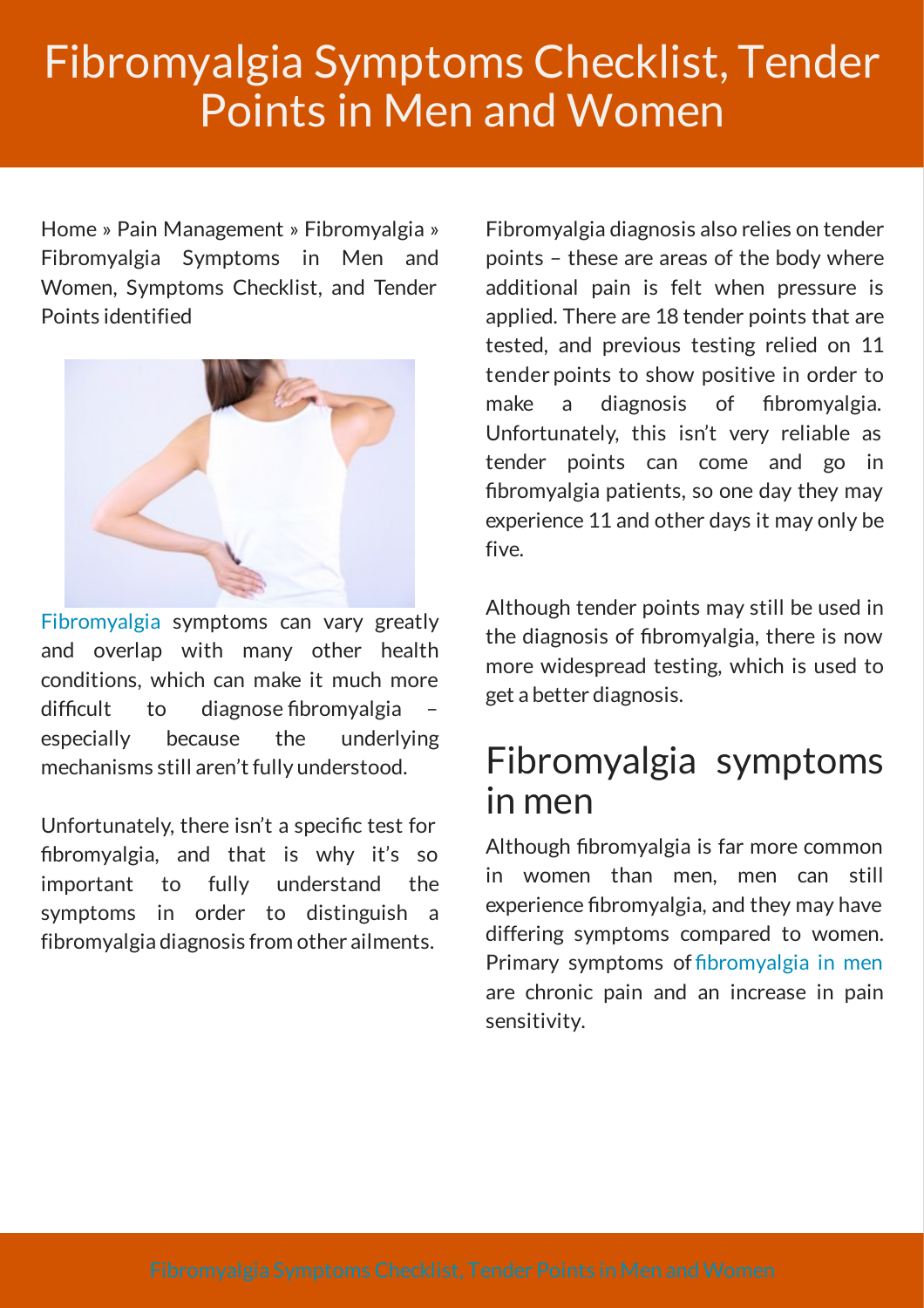# Fibromyalgia Symptoms Checklist, Tender Points in Men and Women

Home » Pain Management » Fibromyalgia » Fibromyalgia Symptoms in Men and Women, Symptoms Checklist, and Tender Points identified

Fibromyalgia symptoms can vary greatly and overlap with many other health conditions, which can make it much more difficult to diagnose fibromyalgia – especially because the underlying mechanisms still aren't fully understood.

Unfortunately, there isn't a specific test for fibromyalgia, and that is why it's so important to fully understand the symptoms in order to distinguish a fibromyalgia diagnosis from other ailments.

Fibromyalgia diagnosis also relies on tender points – these are areas of the body where additional pain is felt when pressure is applied. There are 18 tender points that are tested, and previous testing relied on 11 tender points to show positive in order to make a diagnosis of fibromyalgia. Unfortunately, this isn't very reliable as tender points can come and go in fibromyalgia patients, so one day they may experience 11 and other days it may only be five.

Although tender points may still be used in the diagnosis of fibromyalgia, there is now more widespread testing, which is used to get a better diagnosis.

## Fibromyalgia symptoms in men

Although fibromyalgia is far more common in women than men, men can still experience fibromyalgia, and they may have differing symptoms compared to women. Primary symptoms of fibromyalgia in men are chronic pain and an increase in pain sensitivity.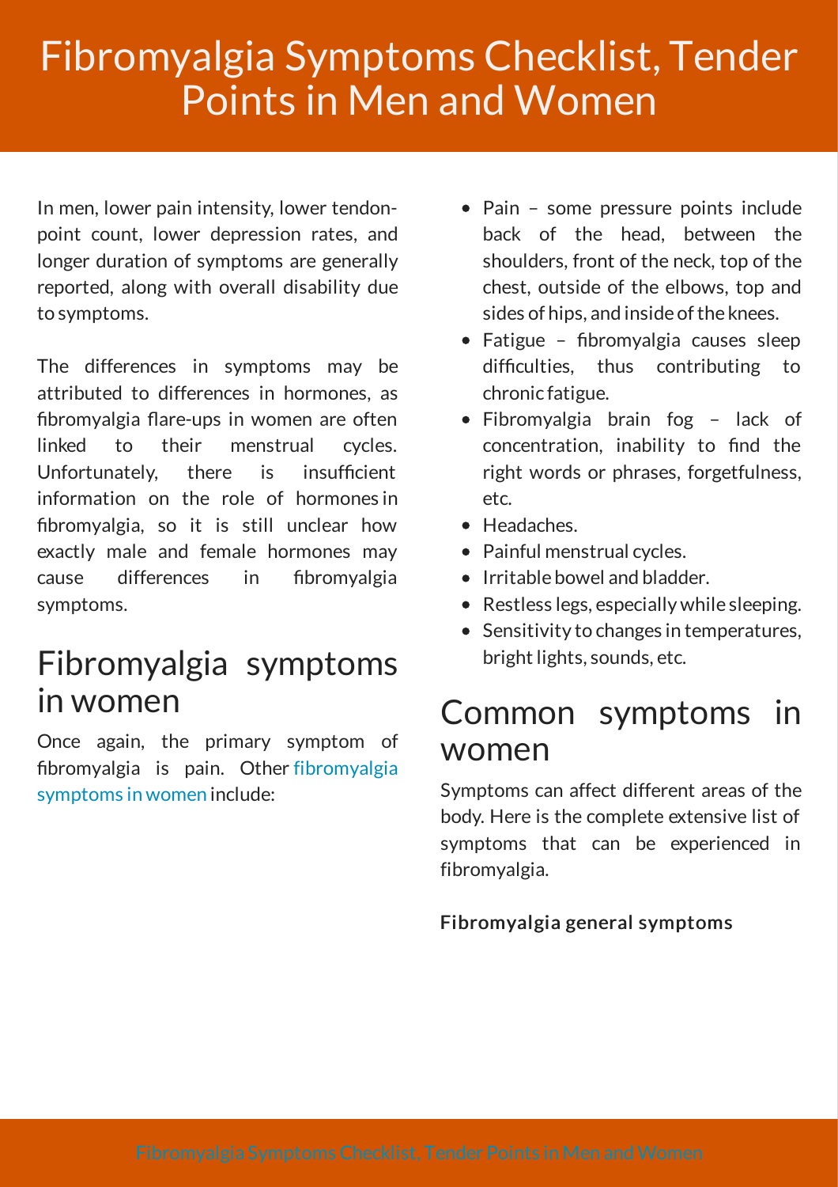In men, lower pain intensity, lower tendon-point count, lower depression rates, and longer duration of symptoms are generally reported, along with overall disability due to symptoms.

The differences in symptoms may be attributed to differences in hormones, as fibromyalgia flare-ups in women are often linked to their menstrual cycles. Unfortunately, there is insufficient information on the role of hormones in fibromyalgia, so it is still unclear how exactly male and female hormones may cause differences in fibromyalgia symptoms.

## Fibromyalgia symptoms in women

Once again, the primary symptom of fibromyalgia is pain. Other fibromyalgia symptoms in women include:

- Pain – some pressure points include back of the head, between the shoulders, front of the neck, top of the chest, outside of the elbows, top and sides of hips, and inside of the knees.
- Fatigue – fibromyalgia causes sleep difficulties, thus contributing to chronic fatigue.
- Fibromyalgia brain fog – lack of concentration, inability to find the right words or phrases, forgetfulness, etc.
- Headaches.
- Painful menstrual cycles.
- Irritable bowel and bladder.
- Restless legs, especially while sleeping.
- Sensitivity to changes in temperatures, bright lights, sounds, etc.

## Common symptoms in women

Symptoms can affect different areas of the body. Here is the complete extensive list of symptoms that can be experienced in fibromyalgia.

**Fibromyalgia general symptoms**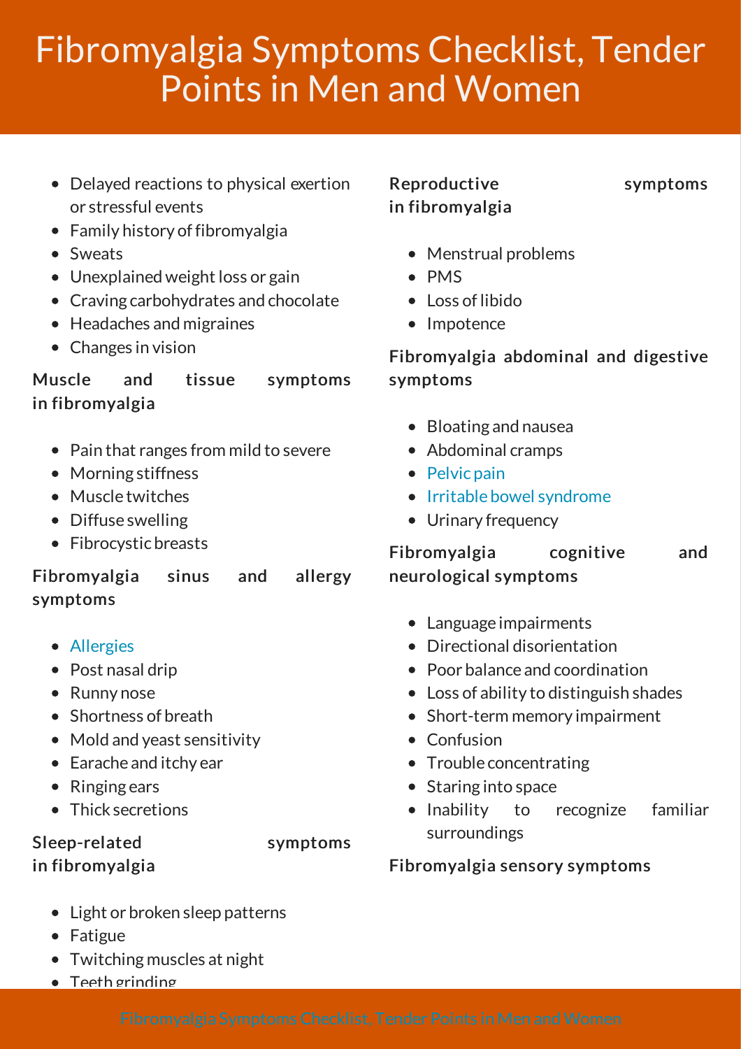- Delayed reactions to physical exertion or stressful events
- Family history of fibromyalgia
- Sweats
- Unexplained weight loss or gain
- Craving carbohydrates and chocolate
- Headaches and migraines
- Changes in vision

**Muscle and tissue symptoms in fibromyalgia**

- Pain that ranges from mild to severe
- Morning stiffness
- Muscle twitches
- Diffuse swelling
- Fibrocystic breasts

**Fibromyalgia sinus and allergy symptoms**

- Allergies
- Post nasal drip
- Runny nose
- Shortness of breath
- Mold and yeast sensitivity
- Earache and itchy ear
- Ringing ears
- Thick secretions

**Sleep-related symptoms in fibromyalgia**

- Light or broken sleep patterns
- Fatigue
- Twitching muscles at night
- Teeth grinding

**Reproductive symptoms in fibromyalgia**

- Menstrual problems
- PMS
- Loss of libido
- Impotence

**Fibromyalgia abdominal and digestive symptoms**

- Bloating and nausea
- Abdominal cramps
- Pelvic pain
- Irritable bowel syndrome
- Urinary frequency

**Fibromyalgia cognitive and neurological symptoms**

- Language impairments
- Directional disorientation
- Poor balance and coordination
- Loss of ability to distinguish shades
- Short-term memory impairment
- Confusion
- Trouble concentrating
- Staring into space
- Inability to recognize familiar surroundings

**Fibromyalgia sensory symptoms**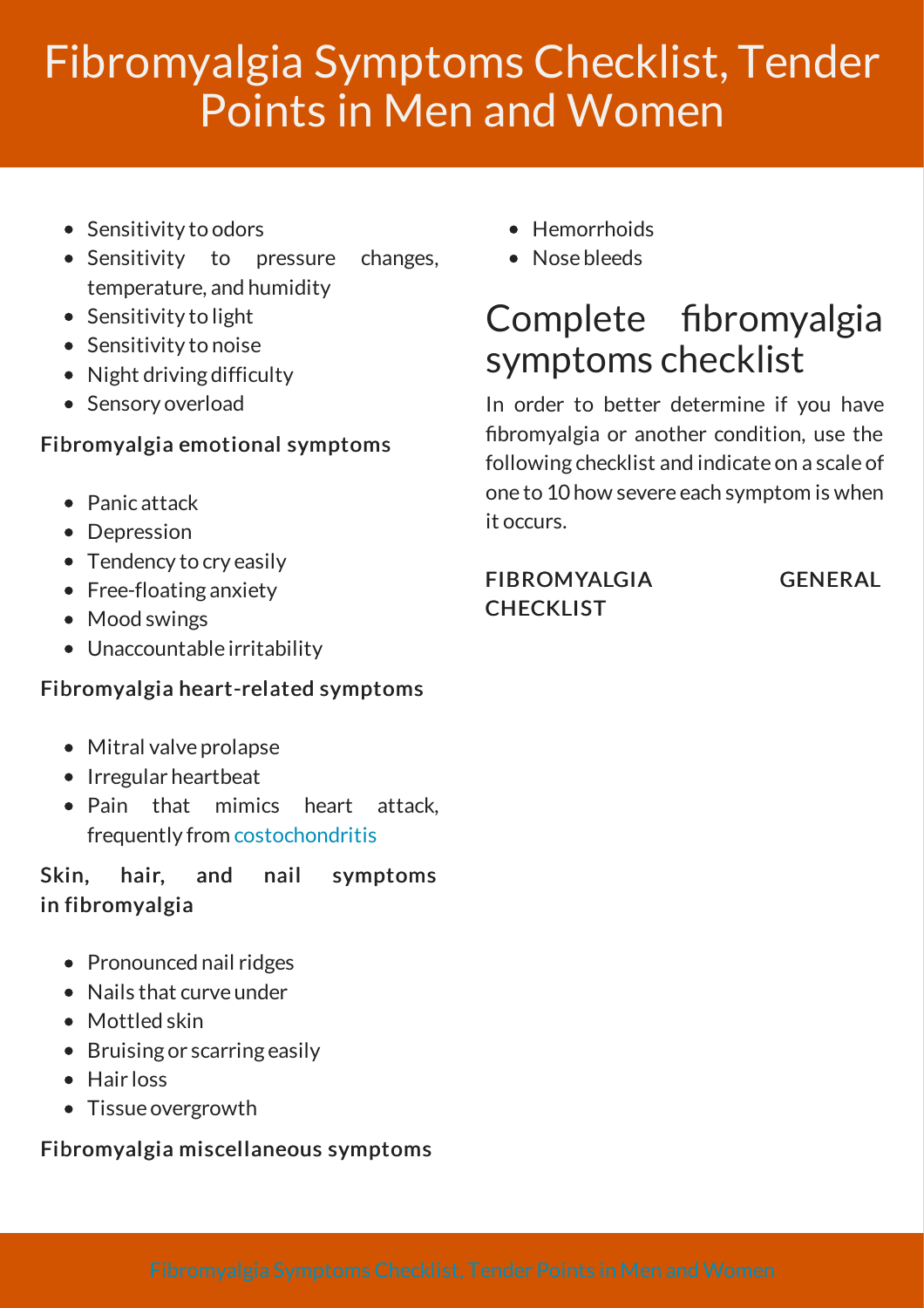- Sensitivity to odors
- Sensitivity to pressure changes, temperature, and humidity
- Sensitivity to light
- Sensitivity to noise
- Night driving difficulty
- Sensory overload

**Fibromyalgia emotional symptoms**

- Panic attack
- Depression
- Tendency to cry easily
- Free-floating anxiety
- Mood swings
- Unaccountable irritability

**Fibromyalgia heart-related symptoms**

- Mitral valve prolapse
- Irregular heartbeat
- Pain that mimics heart attack, frequently from costochondritis

**Skin, hair, and nail symptoms in fibromyalgia**

- Pronounced nail ridges
- Nails that curve under
- Mottled skin
- Bruising or scarring easily
- Hair loss
- Tissue overgrowth

**Fibromyalgia miscellaneous symptoms**

- Hemorrhoids
- Nose bleeds

## Complete fibromyalgia symptoms checklist

In order to better determine if you have fibromyalgia or another condition, use the following checklist and indicate on a scale of one to 10 how severe each symptom is when it occurs.

**FIBROMYALGIA GENERAL CHECKLIST**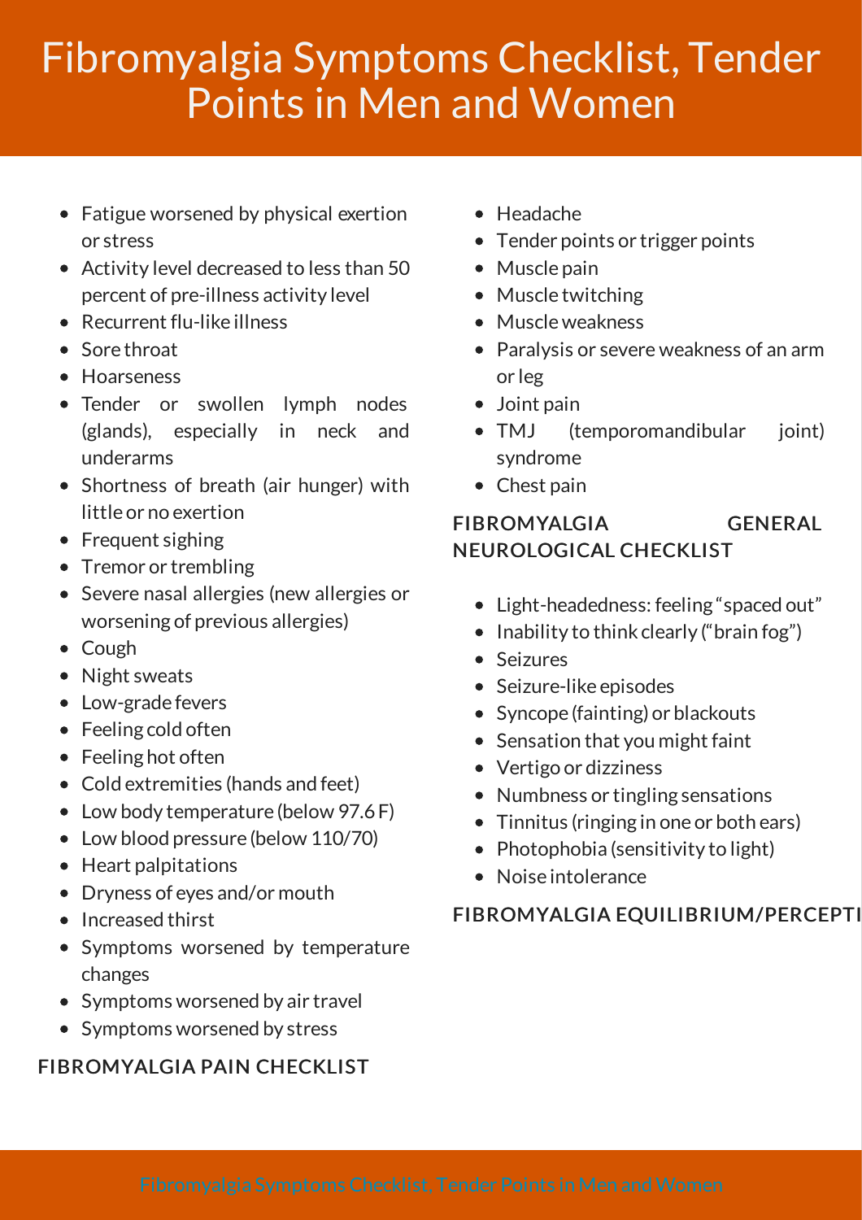# Fibromyalgia Symptoms Checklist, Tender Points in Men and Women

- Fatigue worsened by physical exertion or stress
- Activity level decreased to less than 50 percent of pre-illness activity level
- Recurrent flu-like illness
- Sore throat
- Hoarseness
- Tender or swollen lymph nodes (glands), especially in neck and underarms
- Shortness of breath (air hunger) with little or no exertion
- Frequent sighing
- Tremor or trembling
- Severe nasal allergies (new allergies or worsening of previous allergies)
- Cough
- Night sweats
- Low-grade fevers
- Feeling cold often
- Feeling hot often
- Cold extremities (hands and feet)
- Low body temperature (below 97.6 F)
- Low blood pressure (below 110/70)
- Heart palpitations
- Dryness of eyes and/or mouth
- Increased thirst
- Symptoms worsened by temperature changes
- Symptoms worsened by air travel
- Symptoms worsened by stress

## FIBROMYALGIA PAIN CHECKLIST

- Headache
- Tender points or trigger points
- Muscle pain
- Muscle twitching
- Muscle weakness
- Paralysis or severe weakness of an arm or leg
- Joint pain
- TMJ (temporomandibular joint) syndrome
- Chest pain

## FIBROMYALGIA GENERAL NEUROLOGICAL CHECKLIST

- Light-headedness: feeling "spaced out"
- Inability to think clearly ("brain fog")
- Seizures
- Seizure-like episodes
- Syncope (fainting) or blackouts
- Sensation that you might faint
- Vertigo or dizziness
- Numbness or tingling sensations
- Tinnitus (ringing in one or both ears)
- Photophobia (sensitivity to light)
- Noise intolerance

## FIBROMYALGIA EQUILIBRIUM/PERCEPTI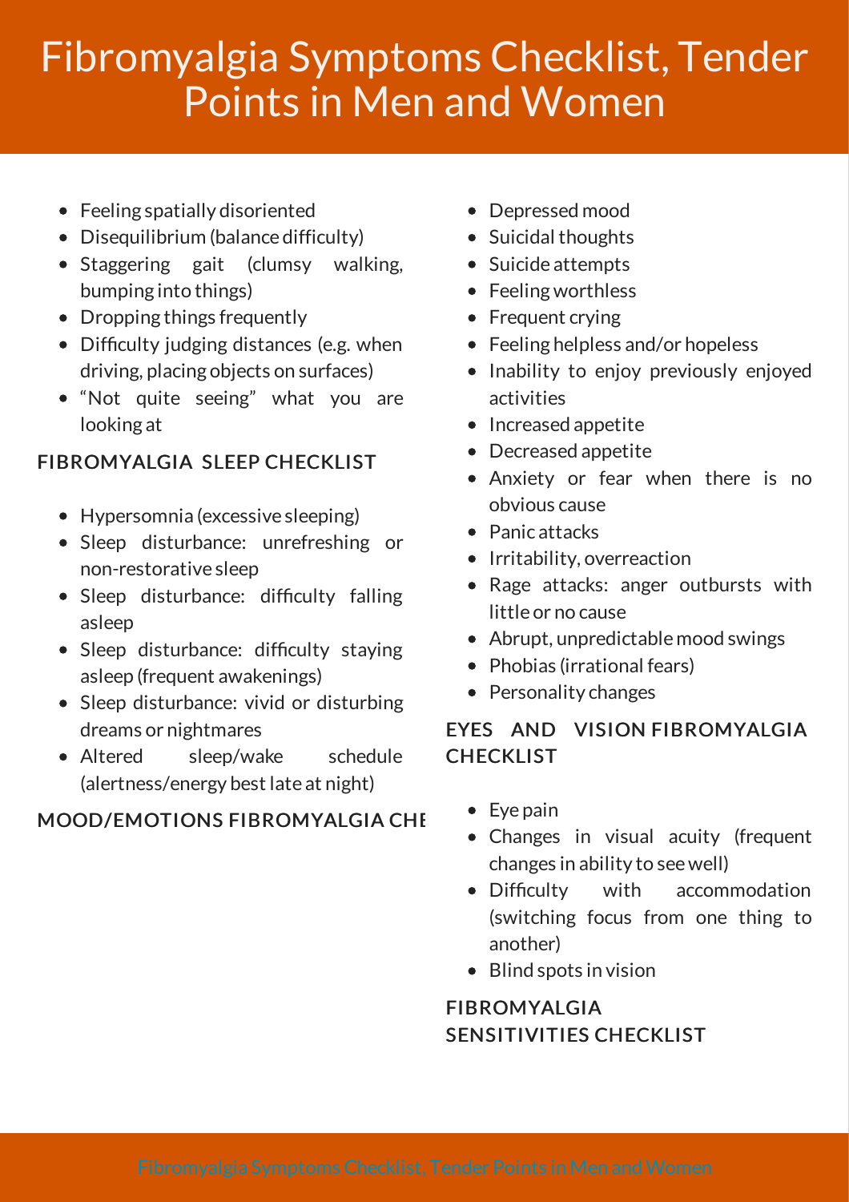# Fibromyalgia Symptoms Checklist, Tender Points in Men and Women

- Feeling spatially disoriented
- Disequilibrium (balance difficulty)
- Staggering gait (clumsy walking, bumping into things)
- Dropping things frequently
- Difficulty judging distances (e.g. when driving, placing objects on surfaces)
- "Not quite seeing" what you are looking at

### FIBROMYALGIA SLEEP CHECKLIST

- Hypersomnia (excessive sleeping)
- Sleep disturbance: unrefreshing or non-restorative sleep
- Sleep disturbance: difficulty falling asleep
- Sleep disturbance: difficulty staying asleep (frequent awakenings)
- Sleep disturbance: vivid or disturbing dreams or nightmares
- Altered sleep/wake schedule (alertness/energy best late at night)

### MOOD/EMOTIONS FIBROMYALGIA CHE

- Depressed mood
- Suicidal thoughts
- Suicide attempts
- Feeling worthless
- Frequent crying
- Feeling helpless and/or hopeless
- Inability to enjoy previously enjoyed activities
- Increased appetite
- Decreased appetite
- Anxiety or fear when there is no obvious cause
- Panic attacks
- Irritability, overreaction
- Rage attacks: anger outbursts with little or no cause
- Abrupt, unpredictable mood swings
- Phobias (irrational fears)
- Personality changes

### EYES AND VISION FIBROMYALGIA CHECKLIST

- Eye pain
- Changes in visual acuity (frequent changes in ability to see well)
- Difficulty with accommodation (switching focus from one thing to another)
- Blind spots in vision

### FIBROMYALGIA SENSITIVITIES CHECKLIST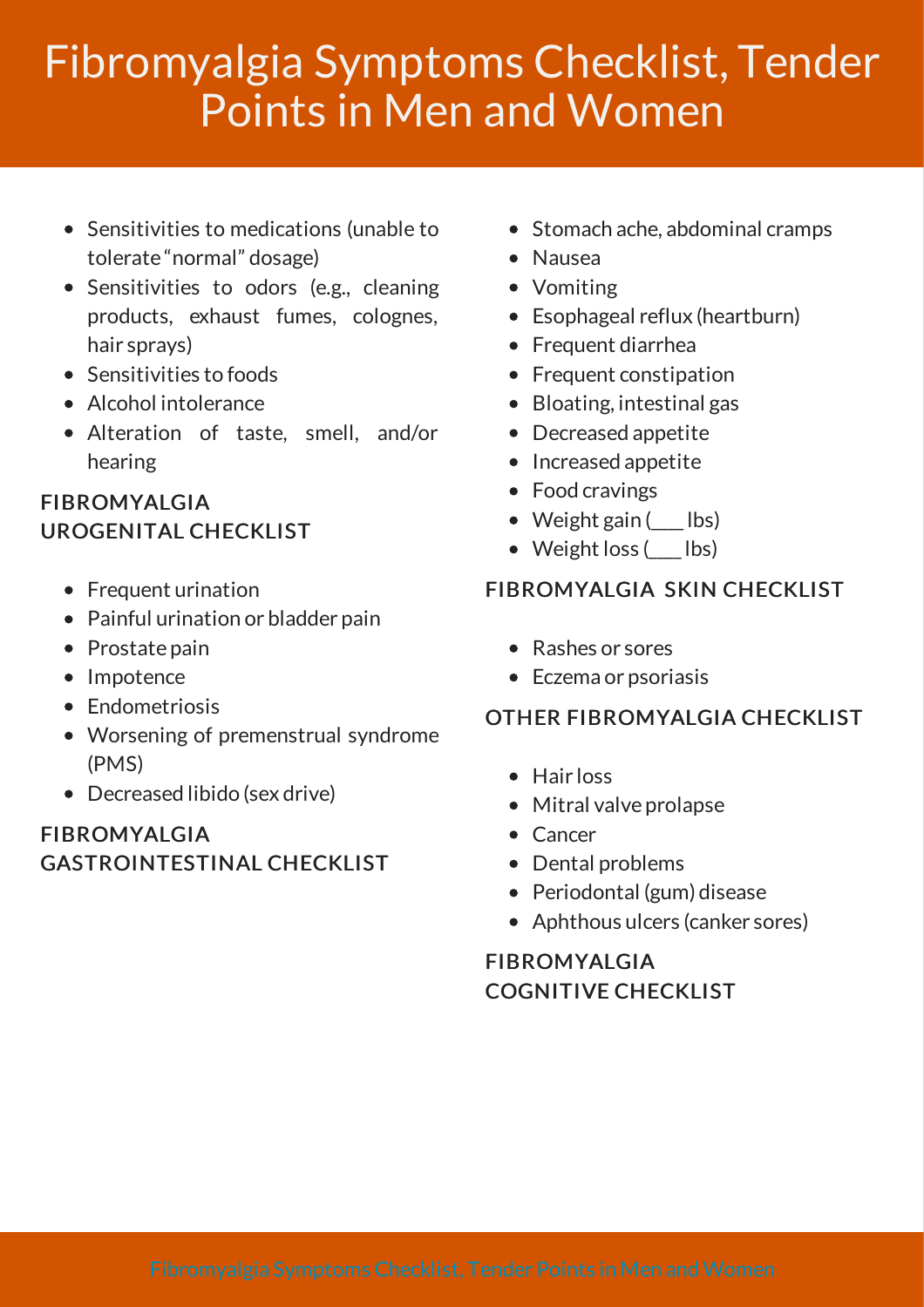# Fibromyalgia Symptoms Checklist, Tender Points in Men and Women

- Sensitivities to medications (unable to tolerate "normal" dosage)
- Sensitivities to odors (e.g., cleaning products, exhaust fumes, colognes, hair sprays)
- Sensitivities to foods
- Alcohol intolerance
- Alteration of taste, smell, and/or hearing

### FIBROMYALGIA UROGENITAL CHECKLIST

- Frequent urination
- Painful urination or bladder pain
- Prostate pain
- Impotence
- Endometriosis
- Worsening of premenstrual syndrome (PMS)
- Decreased libido (sex drive)

### FIBROMYALGIA GASTROINTESTINAL CHECKLIST

- Stomach ache, abdominal cramps
- Nausea
- Vomiting
- Esophageal reflux (heartburn)
- Frequent diarrhea
- Frequent constipation
- Bloating, intestinal gas
- Decreased appetite
- Increased appetite
- Food cravings
- Weight gain (___ lbs)
- Weight loss (___ lbs)

### FIBROMYALGIA SKIN CHECKLIST

- Rashes or sores
- Eczema or psoriasis

### OTHER FIBROMYALGIA CHECKLIST

- Hair loss
- Mitral valve prolapse
- Cancer
- Dental problems
- Periodontal (gum) disease
- Aphthous ulcers (canker sores)

### FIBROMYALGIA COGNITIVE CHECKLIST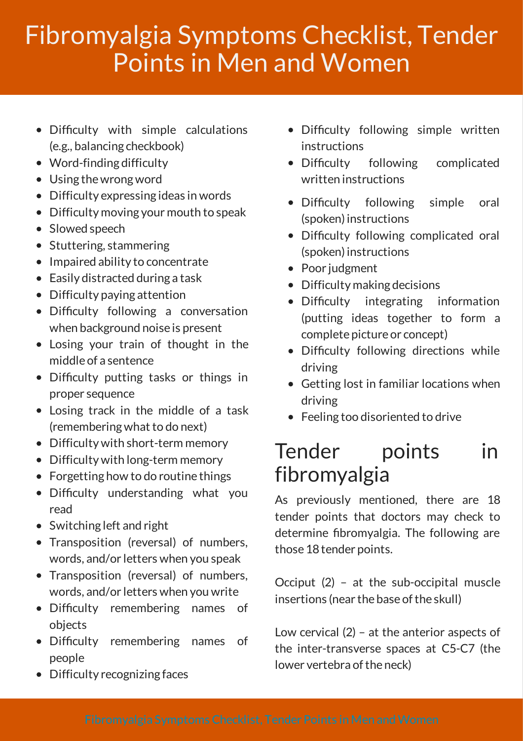- Difficulty with simple calculations (e.g., balancing checkbook)
- Word-finding difficulty
- Using the wrong word
- Difficulty expressing ideas in words
- Difficulty moving your mouth to speak
- Slowed speech
- Stuttering, stammering
- Impaired ability to concentrate
- Easily distracted during a task
- Difficulty paying attention
- Difficulty following a conversation when background noise is present
- Losing your train of thought in the middle of a sentence
- Difficulty putting tasks or things in proper sequence
- Losing track in the middle of a task (remembering what to do next)
- Difficulty with short-term memory
- Difficulty with long-term memory
- Forgetting how to do routine things
- Difficulty understanding what you read
- Switching left and right
- Transposition (reversal) of numbers, words, and/or letters when you speak
- Transposition (reversal) of numbers, words, and/or letters when you write
- Difficulty remembering names of objects
- Difficulty remembering names of people
- Difficulty recognizing faces
- Difficulty following simple written instructions
- Difficulty following complicated written instructions
- Difficulty following simple oral (spoken) instructions
- Difficulty following complicated oral (spoken) instructions
- Poor judgment
- Difficulty making decisions
- Difficulty integrating information (putting ideas together to form a complete picture or concept)
- Difficulty following directions while driving
- Getting lost in familiar locations when driving
- Feeling too disoriented to drive

## Tender points in fibromyalgia

As previously mentioned, there are 18 tender points that doctors may check to determine fibromyalgia. The following are those 18 tender points.

Occiput (2) – at the sub-occipital muscle insertions (near the base of the skull)

Low cervical (2) – at the anterior aspects of the inter-transverse spaces at C5-C7 (the lower vertebra of the neck)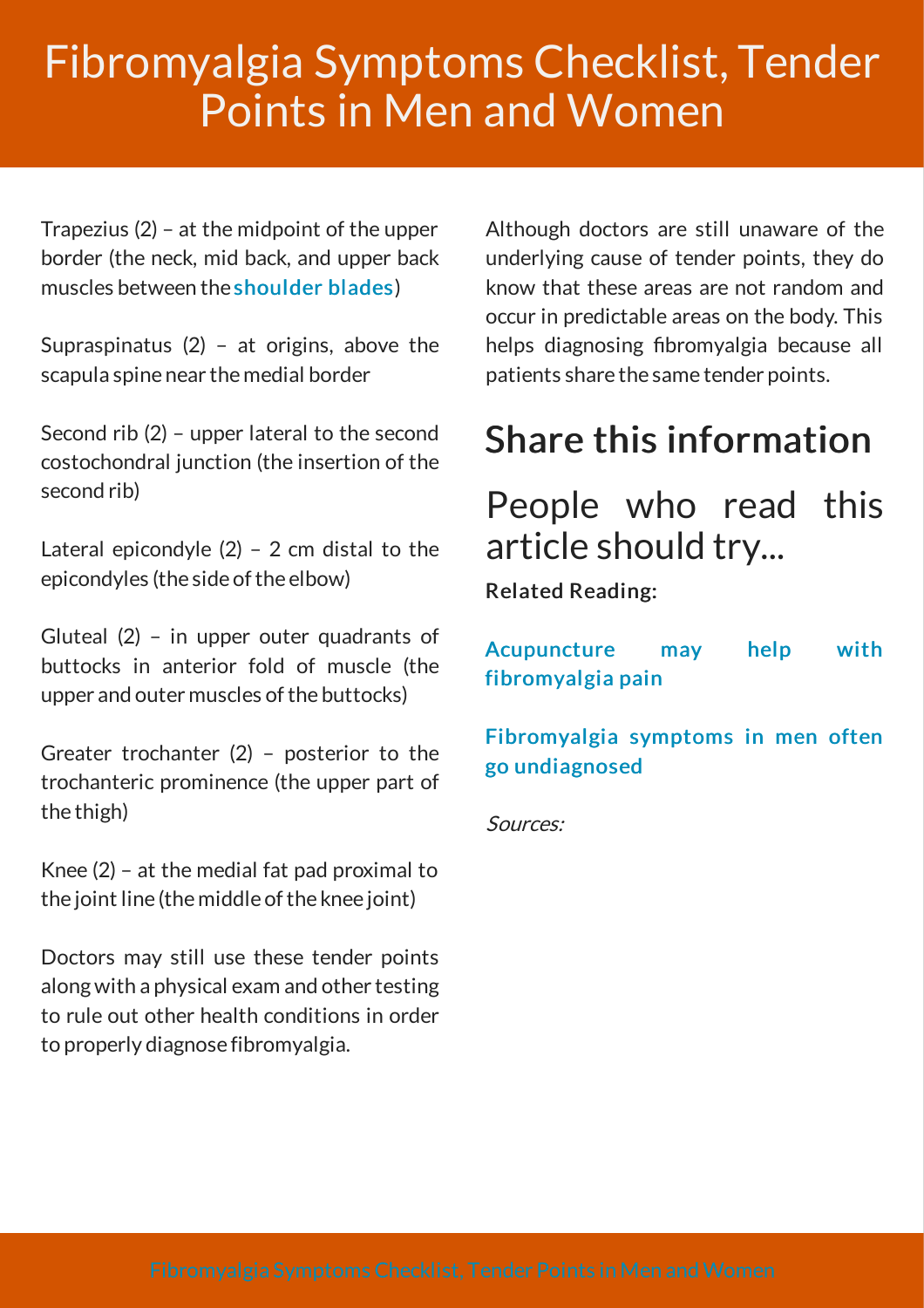Trapezius (2) – at the midpoint of the upper border (the neck, mid back, and upper back muscles between the **shoulder blades**)

Supraspinatus (2) – at origins, above the scapula spine near the medial border

Second rib (2) – upper lateral to the second costochondral junction (the insertion of the second rib)

Lateral epicondyle (2) – 2 cm distal to the epicondyles (the side of the elbow)

Gluteal (2) – in upper outer quadrants of buttocks in anterior fold of muscle (the upper and outer muscles of the buttocks)

Greater trochanter (2) – posterior to the trochanteric prominence (the upper part of the thigh)

Knee (2) – at the medial fat pad proximal to the joint line (the middle of the knee joint)

Doctors may still use these tender points along with a physical exam and other testing to rule out other health conditions in order to properly diagnose fibromyalgia.

Although doctors are still unaware of the underlying cause of tender points, they do know that these areas are not random and occur in predictable areas on the body. This helps diagnosing fibromyalgia because all patients share the same tender points.

## Share this information

## People who read this article should try...

**Related Reading:**

**Acupuncture may help with fibromyalgia pain**

**Fibromyalgia symptoms in men often go undiagnosed**

*Sources:*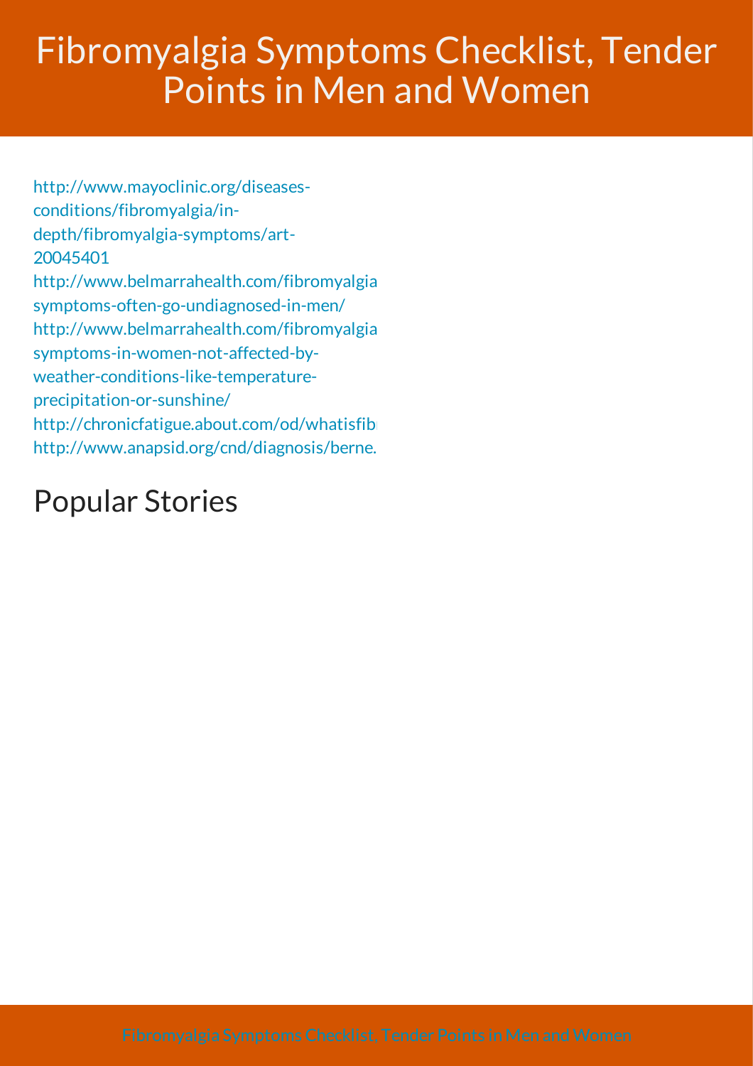http://www.mayoclinic.org/diseases-conditions/fibromyalgia/in-depth/fibromyalgia-symptoms/art-20045401
http://www.belmarrahealth.com/fibromyalgia symptoms-often-go-undiagnosed-in-men/
http://www.belmarrahealth.com/fibromyalgia symptoms-in-women-not-affected-by-weather-conditions-like-temperature-precipitation-or-sunshine/
http://chronicfatigue.about.com/od/whatisfib
http://www.anapsid.org/cnd/diagnosis/berne.

## Popular Stories